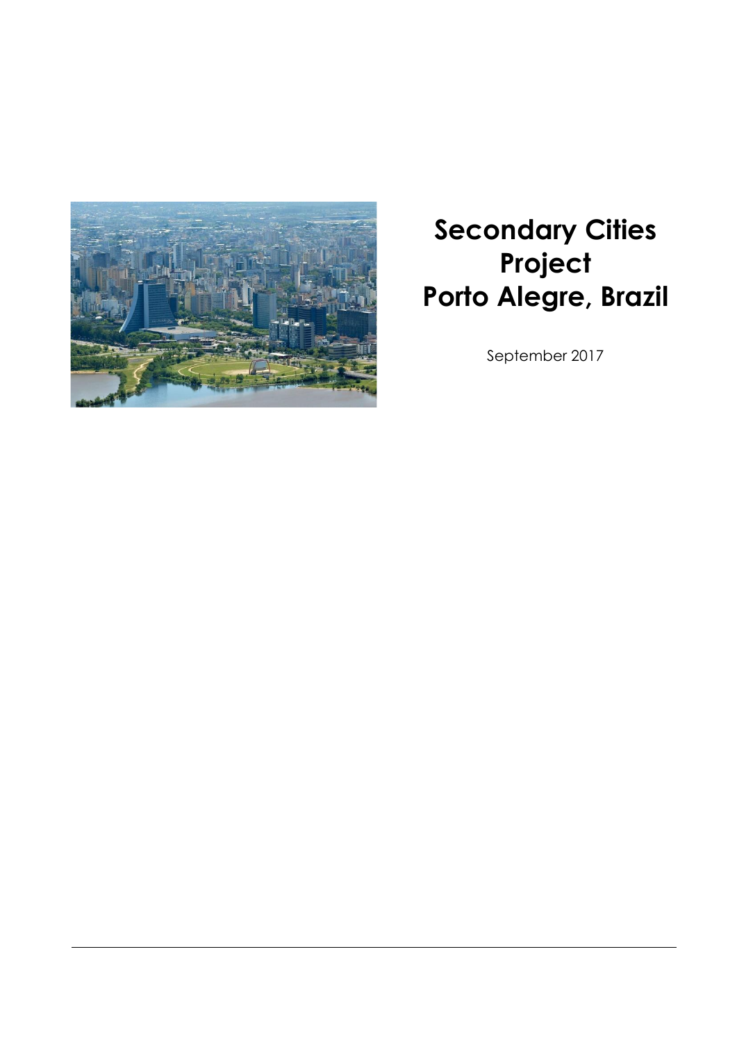# Secondary Cities Project
# Porto Alegre, Brazil

September 2017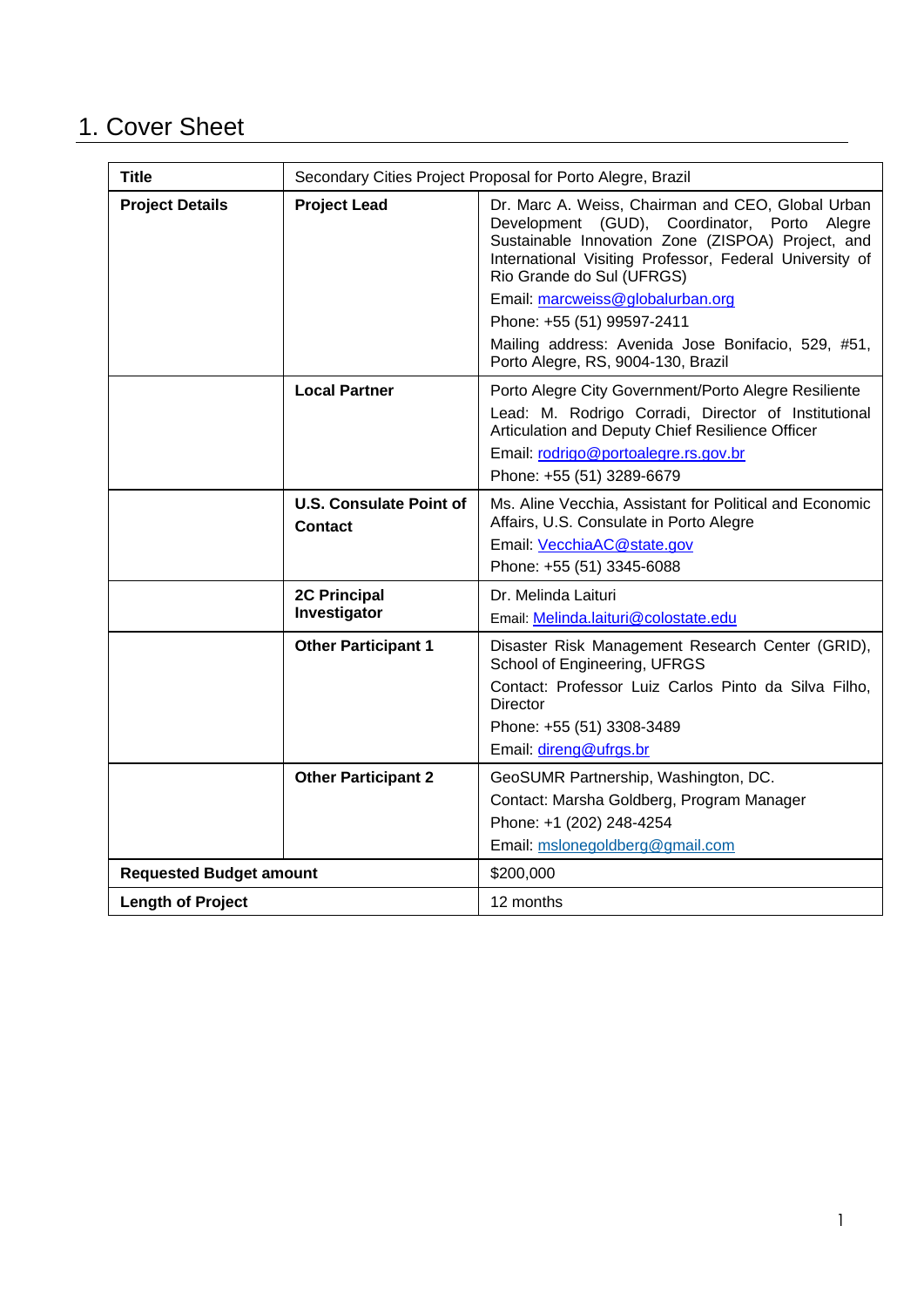# 1. Cover Sheet

| Title | Secondary Cities Project Proposal for Porto Alegre, Brazil | |
|---|---|---|
| **Project Details** | **Project Lead** | Dr. Marc A. Weiss, Chairman and CEO, Global Urban Development (GUD), Coordinator, Porto Alegre Sustainable Innovation Zone (ZISPOA) Project, and International Visiting Professor, Federal University of Rio Grande do Sul (UFRGS)<br>Email: marcweiss@globalurban.org<br>Phone: +55 (51) 99597-2411<br>Mailing address: Avenida Jose Bonifacio, 529, #51, Porto Alegre, RS, 9004-130, Brazil |
| | **Local Partner** | Porto Alegre City Government/Porto Alegre Resiliente<br>Lead: M. Rodrigo Corradi, Director of Institutional Articulation and Deputy Chief Resilience Officer<br>Email: rodrigo@portoalegre.rs.gov.br<br>Phone: +55 (51) 3289-6679 |
| | **U.S. Consulate Point of Contact** | Ms. Aline Vecchia, Assistant for Political and Economic Affairs, U.S. Consulate in Porto Alegre<br>Email: VecchiaAC@state.gov<br>Phone: +55 (51) 3345-6088 |
| | **2C Principal Investigator** | Dr. Melinda Laituri<br>Email: Melinda.laituri@colostate.edu |
| | **Other Participant 1** | Disaster Risk Management Research Center (GRID), School of Engineering, UFRGS<br>Contact: Professor Luiz Carlos Pinto da Silva Filho, Director<br>Phone: +55 (51) 3308-3489<br>Email: direng@ufrgs.br |
| | **Other Participant 2** | GeoSUMR Partnership, Washington, DC.<br>Contact: Marsha Goldberg, Program Manager<br>Phone: +1 (202) 248-4254<br>Email: mslonegoldberg@gmail.com |
| **Requested Budget amount** | | $200,000 |
| **Length of Project** | | 12 months |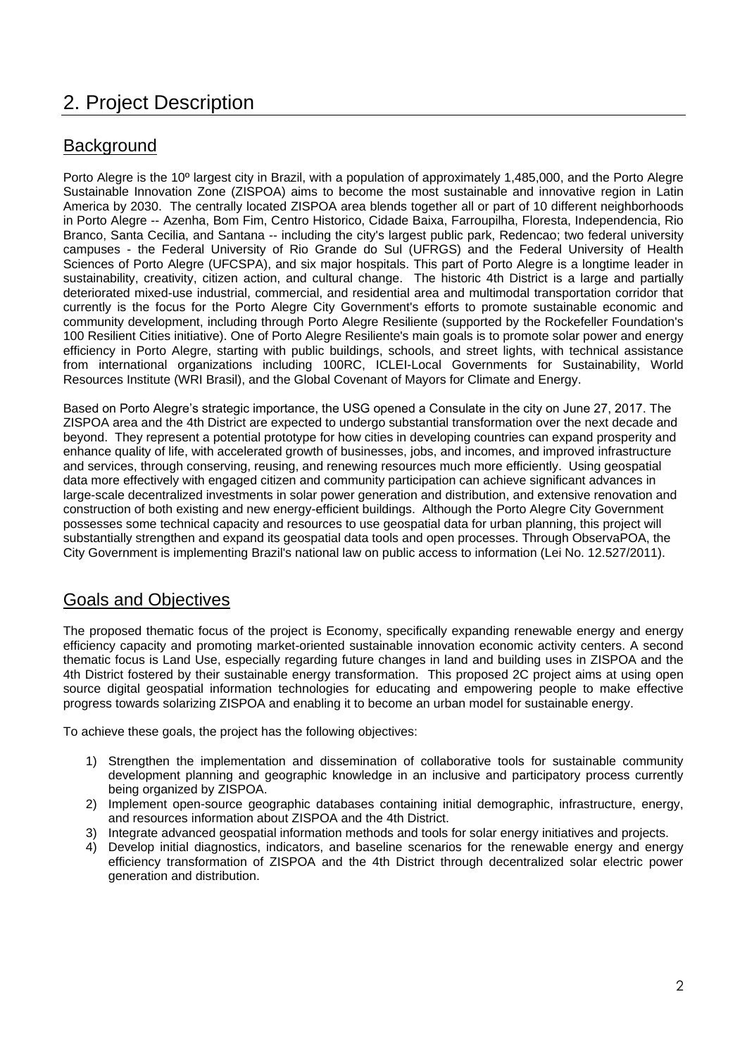# 2. Project Description

## Background

Porto Alegre is the 10º largest city in Brazil, with a population of approximately 1,485,000, and the Porto Alegre Sustainable Innovation Zone (ZISPOA) aims to become the most sustainable and innovative region in Latin America by 2030. The centrally located ZISPOA area blends together all or part of 10 different neighborhoods in Porto Alegre -- Azenha, Bom Fim, Centro Historico, Cidade Baixa, Farroupilha, Floresta, Independencia, Rio Branco, Santa Cecilia, and Santana -- including the city's largest public park, Redencao; two federal university campuses - the Federal University of Rio Grande do Sul (UFRGS) and the Federal University of Health Sciences of Porto Alegre (UFCSPA), and six major hospitals. This part of Porto Alegre is a longtime leader in sustainability, creativity, citizen action, and cultural change. The historic 4th District is a large and partially deteriorated mixed-use industrial, commercial, and residential area and multimodal transportation corridor that currently is the focus for the Porto Alegre City Government's efforts to promote sustainable economic and community development, including through Porto Alegre Resiliente (supported by the Rockefeller Foundation's 100 Resilient Cities initiative). One of Porto Alegre Resiliente's main goals is to promote solar power and energy efficiency in Porto Alegre, starting with public buildings, schools, and street lights, with technical assistance from international organizations including 100RC, ICLEI-Local Governments for Sustainability, World Resources Institute (WRI Brasil), and the Global Covenant of Mayors for Climate and Energy.

Based on Porto Alegre's strategic importance, the USG opened a Consulate in the city on June 27, 2017. The ZISPOA area and the 4th District are expected to undergo substantial transformation over the next decade and beyond. They represent a potential prototype for how cities in developing countries can expand prosperity and enhance quality of life, with accelerated growth of businesses, jobs, and incomes, and improved infrastructure and services, through conserving, reusing, and renewing resources much more efficiently. Using geospatial data more effectively with engaged citizen and community participation can achieve significant advances in large-scale decentralized investments in solar power generation and distribution, and extensive renovation and construction of both existing and new energy-efficient buildings. Although the Porto Alegre City Government possesses some technical capacity and resources to use geospatial data for urban planning, this project will substantially strengthen and expand its geospatial data tools and open processes. Through ObservaPOA, the City Government is implementing Brazil's national law on public access to information (Lei No. 12.527/2011).

## Goals and Objectives

The proposed thematic focus of the project is Economy, specifically expanding renewable energy and energy efficiency capacity and promoting market-oriented sustainable innovation economic activity centers. A second thematic focus is Land Use, especially regarding future changes in land and building uses in ZISPOA and the 4th District fostered by their sustainable energy transformation. This proposed 2C project aims at using open source digital geospatial information technologies for educating and empowering people to make effective progress towards solarizing ZISPOA and enabling it to become an urban model for sustainable energy.

To achieve these goals, the project has the following objectives:

1) Strengthen the implementation and dissemination of collaborative tools for sustainable community development planning and geographic knowledge in an inclusive and participatory process currently being organized by ZISPOA.
2) Implement open-source geographic databases containing initial demographic, infrastructure, energy, and resources information about ZISPOA and the 4th District.
3) Integrate advanced geospatial information methods and tools for solar energy initiatives and projects.
4) Develop initial diagnostics, indicators, and baseline scenarios for the renewable energy and energy efficiency transformation of ZISPOA and the 4th District through decentralized solar electric power generation and distribution.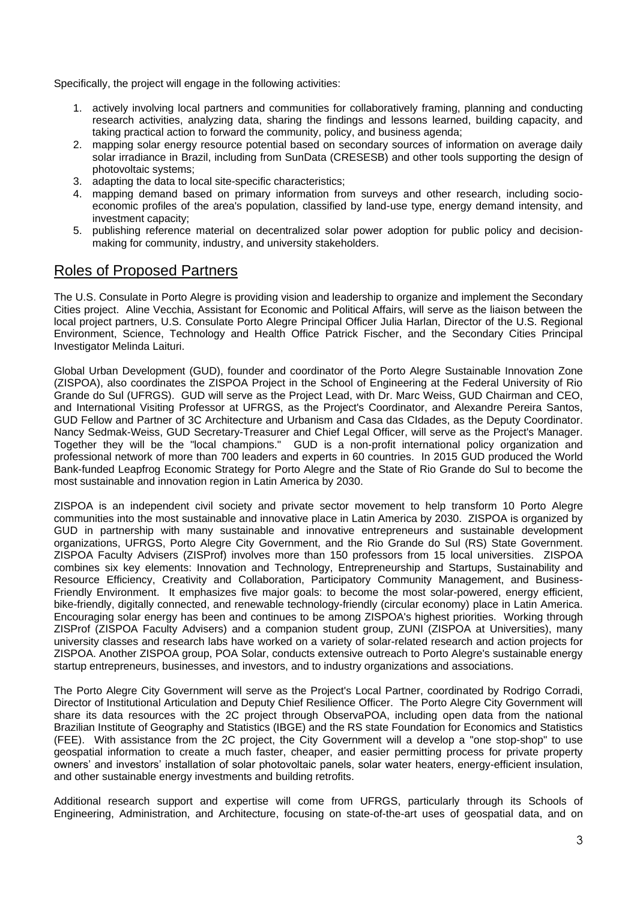Specifically, the project will engage in the following activities:

1. actively involving local partners and communities for collaboratively framing, planning and conducting research activities, analyzing data, sharing the findings and lessons learned, building capacity, and taking practical action to forward the community, policy, and business agenda;
2. mapping solar energy resource potential based on secondary sources of information on average daily solar irradiance in Brazil, including from SunData (CRESESB) and other tools supporting the design of photovoltaic systems;
3. adapting the data to local site-specific characteristics;
4. mapping demand based on primary information from surveys and other research, including socio-economic profiles of the area's population, classified by land-use type, energy demand intensity, and investment capacity;
5. publishing reference material on decentralized solar power adoption for public policy and decision-making for community, industry, and university stakeholders.

## Roles of Proposed Partners

The U.S. Consulate in Porto Alegre is providing vision and leadership to organize and implement the Secondary Cities project. Aline Vecchia, Assistant for Economic and Political Affairs, will serve as the liaison between the local project partners, U.S. Consulate Porto Alegre Principal Officer Julia Harlan, Director of the U.S. Regional Environment, Science, Technology and Health Office Patrick Fischer, and the Secondary Cities Principal Investigator Melinda Laituri.

Global Urban Development (GUD), founder and coordinator of the Porto Alegre Sustainable Innovation Zone (ZISPOA), also coordinates the ZISPOA Project in the School of Engineering at the Federal University of Rio Grande do Sul (UFRGS). GUD will serve as the Project Lead, with Dr. Marc Weiss, GUD Chairman and CEO, and International Visiting Professor at UFRGS, as the Project's Coordinator, and Alexandre Pereira Santos, GUD Fellow and Partner of 3C Architecture and Urbanism and Casa das CIdades, as the Deputy Coordinator. Nancy Sedmak-Weiss, GUD Secretary-Treasurer and Chief Legal Officer, will serve as the Project's Manager. Together they will be the "local champions." GUD is a non-profit international policy organization and professional network of more than 700 leaders and experts in 60 countries. In 2015 GUD produced the World Bank-funded Leapfrog Economic Strategy for Porto Alegre and the State of Rio Grande do Sul to become the most sustainable and innovation region in Latin America by 2030.

ZISPOA is an independent civil society and private sector movement to help transform 10 Porto Alegre communities into the most sustainable and innovative place in Latin America by 2030. ZISPOA is organized by GUD in partnership with many sustainable and innovative entrepreneurs and sustainable development organizations, UFRGS, Porto Alegre City Government, and the Rio Grande do Sul (RS) State Government. ZISPOA Faculty Advisers (ZISProf) involves more than 150 professors from 15 local universities. ZISPOA combines six key elements: Innovation and Technology, Entrepreneurship and Startups, Sustainability and Resource Efficiency, Creativity and Collaboration, Participatory Community Management, and Business-Friendly Environment. It emphasizes five major goals: to become the most solar-powered, energy efficient, bike-friendly, digitally connected, and renewable technology-friendly (circular economy) place in Latin America. Encouraging solar energy has been and continues to be among ZISPOA's highest priorities. Working through ZISProf (ZISPOA Faculty Advisers) and a companion student group, ZUNI (ZISPOA at Universities), many university classes and research labs have worked on a variety of solar-related research and action projects for ZISPOA. Another ZISPOA group, POA Solar, conducts extensive outreach to Porto Alegre's sustainable energy startup entrepreneurs, businesses, and investors, and to industry organizations and associations.

The Porto Alegre City Government will serve as the Project's Local Partner, coordinated by Rodrigo Corradi, Director of Institutional Articulation and Deputy Chief Resilience Officer. The Porto Alegre City Government will share its data resources with the 2C project through ObservaPOA, including open data from the national Brazilian Institute of Geography and Statistics (IBGE) and the RS state Foundation for Economics and Statistics (FEE). With assistance from the 2C project, the City Government will a develop a "one stop-shop" to use geospatial information to create a much faster, cheaper, and easier permitting process for private property owners' and investors' installation of solar photovoltaic panels, solar water heaters, energy-efficient insulation, and other sustainable energy investments and building retrofits.

Additional research support and expertise will come from UFRGS, particularly through its Schools of Engineering, Administration, and Architecture, focusing on state-of-the-art uses of geospatial data, and on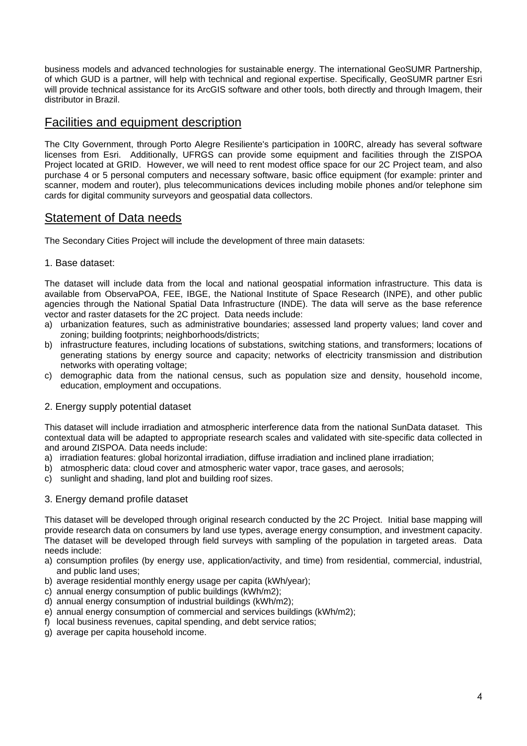business models and advanced technologies for sustainable energy. The international GeoSUMR Partnership, of which GUD is a partner, will help with technical and regional expertise. Specifically, GeoSUMR partner Esri will provide technical assistance for its ArcGIS software and other tools, both directly and through Imagem, their distributor in Brazil.

## Facilities and equipment description

The CIty Government, through Porto Alegre Resiliente's participation in 100RC, already has several software licenses from Esri. Additionally, UFRGS can provide some equipment and facilities through the ZISPOA Project located at GRID. However, we will need to rent modest office space for our 2C Project team, and also purchase 4 or 5 personal computers and necessary software, basic office equipment (for example: printer and scanner, modem and router), plus telecommunications devices including mobile phones and/or telephone sim cards for digital community surveyors and geospatial data collectors.

## Statement of Data needs

The Secondary Cities Project will include the development of three main datasets:

### 1. Base dataset:

The dataset will include data from the local and national geospatial information infrastructure. This data is available from ObservaPOA, FEE, IBGE, the National Institute of Space Research (INPE), and other public agencies through the National Spatial Data Infrastructure (INDE). The data will serve as the base reference vector and raster datasets for the 2C project. Data needs include:

a) urbanization features, such as administrative boundaries; assessed land property values; land cover and zoning; building footprints; neighborhoods/districts;
b) infrastructure features, including locations of substations, switching stations, and transformers; locations of generating stations by energy source and capacity; networks of electricity transmission and distribution networks with operating voltage;
c) demographic data from the national census, such as population size and density, household income, education, employment and occupations.

### 2. Energy supply potential dataset

This dataset will include irradiation and atmospheric interference data from the national SunData dataset. This contextual data will be adapted to appropriate research scales and validated with site-specific data collected in and around ZISPOA. Data needs include:

a) irradiation features: global horizontal irradiation, diffuse irradiation and inclined plane irradiation;
b) atmospheric data: cloud cover and atmospheric water vapor, trace gases, and aerosols;
c) sunlight and shading, land plot and building roof sizes.

### 3. Energy demand profile dataset

This dataset will be developed through original research conducted by the 2C Project. Initial base mapping will provide research data on consumers by land use types, average energy consumption, and investment capacity. The dataset will be developed through field surveys with sampling of the population in targeted areas. Data needs include:

a) consumption profiles (by energy use, application/activity, and time) from residential, commercial, industrial, and public land uses;
b) average residential monthly energy usage per capita (kWh/year);
c) annual energy consumption of public buildings (kWh/m2);
d) annual energy consumption of industrial buildings (kWh/m2);
e) annual energy consumption of commercial and services buildings (kWh/m2);
f) local business revenues, capital spending, and debt service ratios;
g) average per capita household income.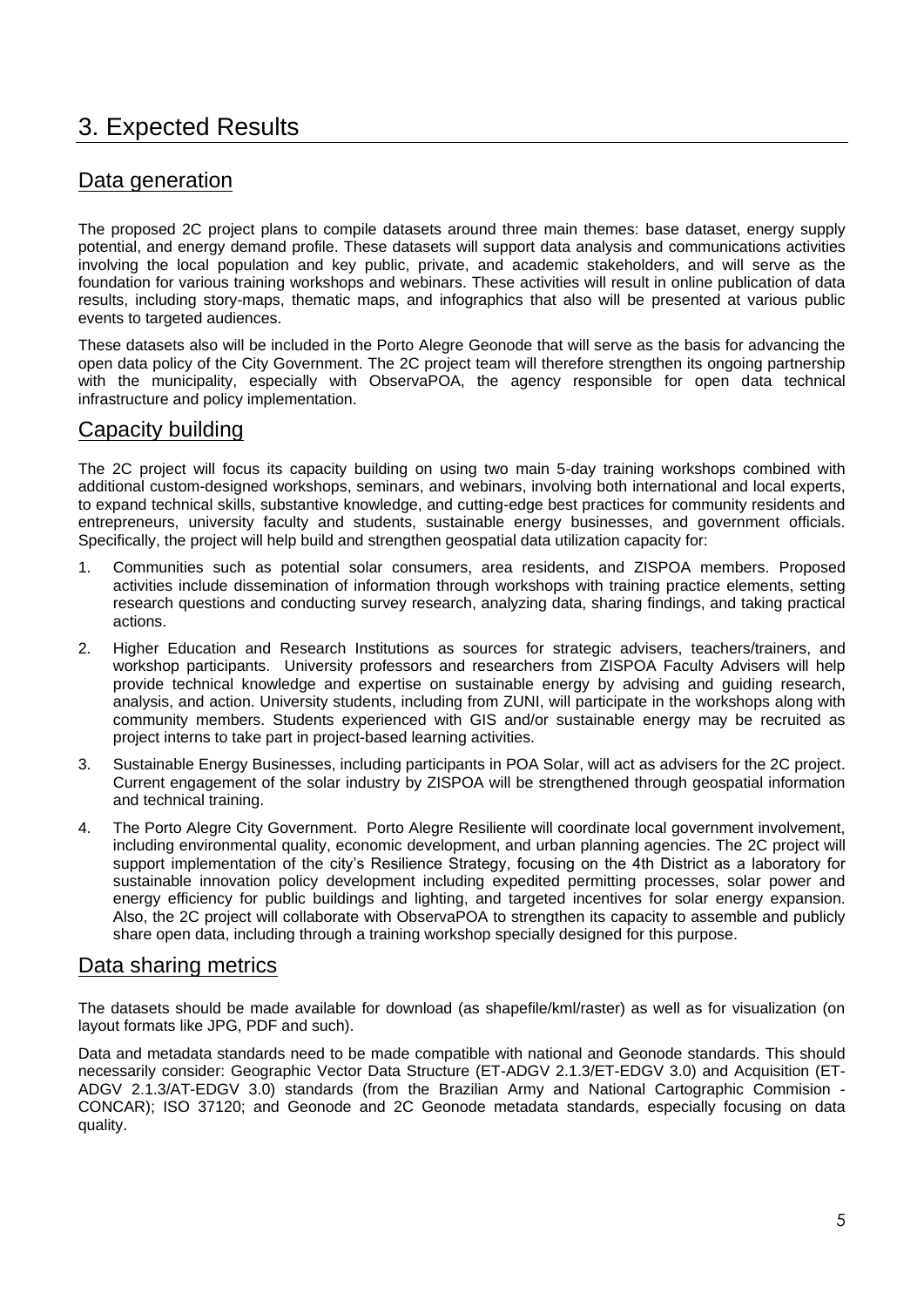# 3. Expected Results

## Data generation

The proposed 2C project plans to compile datasets around three main themes: base dataset, energy supply potential, and energy demand profile. These datasets will support data analysis and communications activities involving the local population and key public, private, and academic stakeholders, and will serve as the foundation for various training workshops and webinars. These activities will result in online publication of data results, including story-maps, thematic maps, and infographics that also will be presented at various public events to targeted audiences.

These datasets also will be included in the Porto Alegre Geonode that will serve as the basis for advancing the open data policy of the City Government. The 2C project team will therefore strengthen its ongoing partnership with the municipality, especially with ObservaPOA, the agency responsible for open data technical infrastructure and policy implementation.

## Capacity building

The 2C project will focus its capacity building on using two main 5-day training workshops combined with additional custom-designed workshops, seminars, and webinars, involving both international and local experts, to expand technical skills, substantive knowledge, and cutting-edge best practices for community residents and entrepreneurs, university faculty and students, sustainable energy businesses, and government officials. Specifically, the project will help build and strengthen geospatial data utilization capacity for:

1. Communities such as potential solar consumers, area residents, and ZISPOA members. Proposed activities include dissemination of information through workshops with training practice elements, setting research questions and conducting survey research, analyzing data, sharing findings, and taking practical actions.
2. Higher Education and Research Institutions as sources for strategic advisers, teachers/trainers, and workshop participants. University professors and researchers from ZISPOA Faculty Advisers will help provide technical knowledge and expertise on sustainable energy by advising and guiding research, analysis, and action. University students, including from ZUNI, will participate in the workshops along with community members. Students experienced with GIS and/or sustainable energy may be recruited as project interns to take part in project-based learning activities.
3. Sustainable Energy Businesses, including participants in POA Solar, will act as advisers for the 2C project. Current engagement of the solar industry by ZISPOA will be strengthened through geospatial information and technical training.
4. The Porto Alegre City Government. Porto Alegre Resiliente will coordinate local government involvement, including environmental quality, economic development, and urban planning agencies. The 2C project will support implementation of the city's Resilience Strategy, focusing on the 4th District as a laboratory for sustainable innovation policy development including expedited permitting processes, solar power and energy efficiency for public buildings and lighting, and targeted incentives for solar energy expansion. Also, the 2C project will collaborate with ObservaPOA to strengthen its capacity to assemble and publicly share open data, including through a training workshop specially designed for this purpose.

## Data sharing metrics

The datasets should be made available for download (as shapefile/kml/raster) as well as for visualization (on layout formats like JPG, PDF and such).

Data and metadata standards need to be made compatible with national and Geonode standards. This should necessarily consider: Geographic Vector Data Structure (ET-ADGV 2.1.3/ET-EDGV 3.0) and Acquisition (ET-ADGV 2.1.3/AT-EDGV 3.0) standards (from the Brazilian Army and National Cartographic Commision - CONCAR); ISO 37120; and Geonode and 2C Geonode metadata standards, especially focusing on data quality.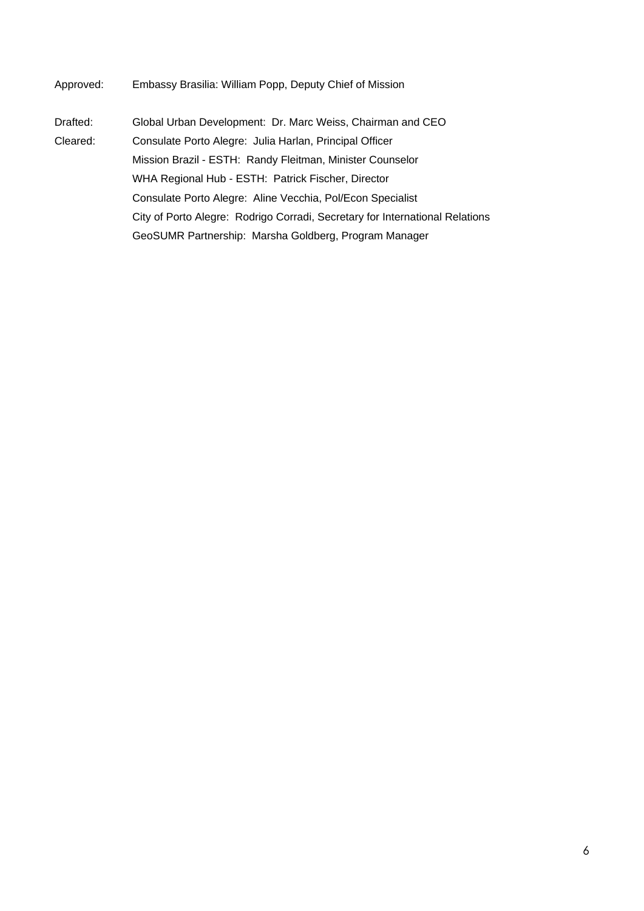Approved: Embassy Brasilia: William Popp, Deputy Chief of Mission

Drafted: Global Urban Development: Dr. Marc Weiss, Chairman and CEO

Cleared: Consulate Porto Alegre: Julia Harlan, Principal Officer

Mission Brazil - ESTH: Randy Fleitman, Minister Counselor

WHA Regional Hub - ESTH: Patrick Fischer, Director

Consulate Porto Alegre: Aline Vecchia, Pol/Econ Specialist

City of Porto Alegre: Rodrigo Corradi, Secretary for International Relations

GeoSUMR Partnership: Marsha Goldberg, Program Manager